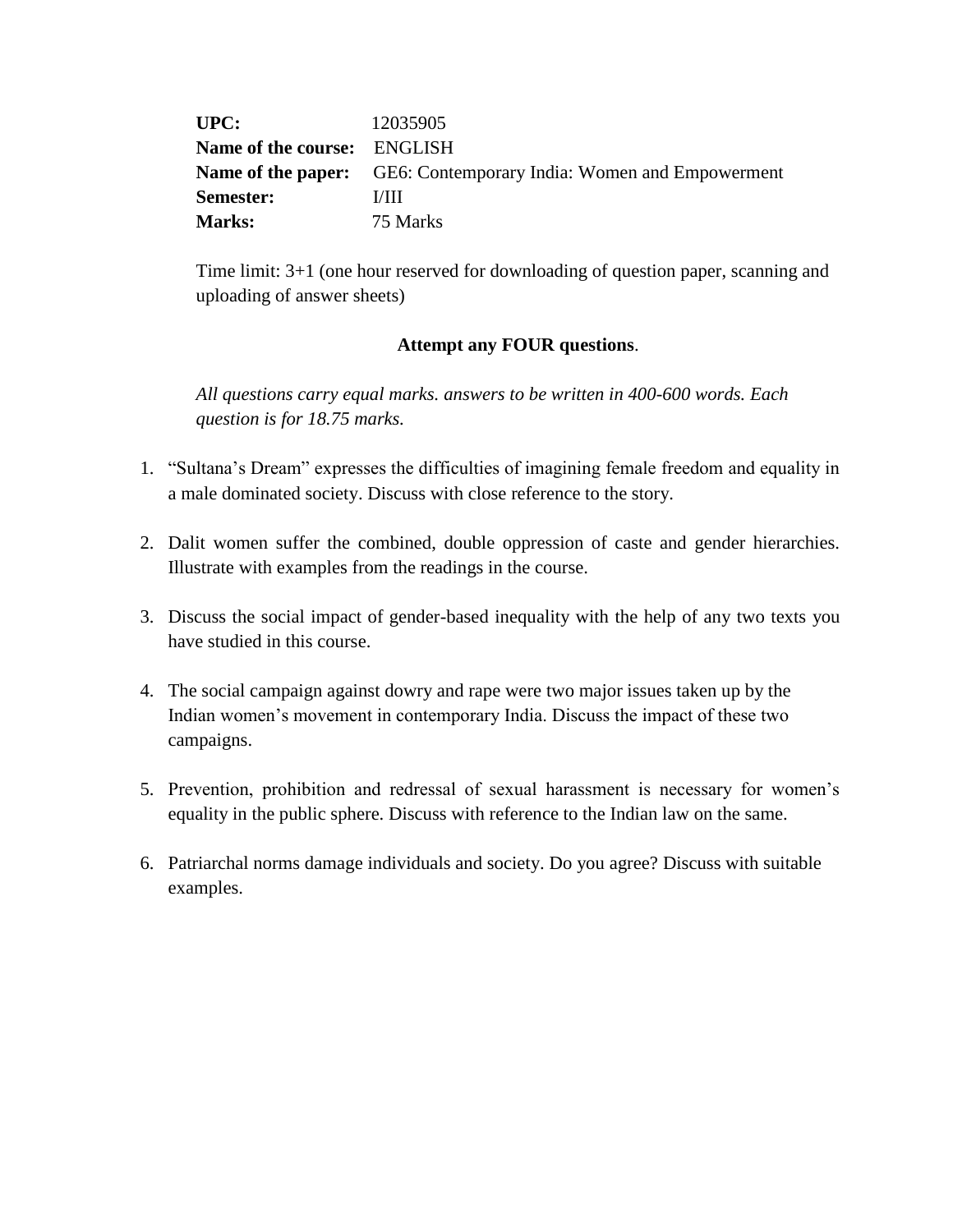**UPC:** 12035905
**Name of the course:** ENGLISH
**Name of the paper:** GE6: Contemporary India: Women and Empowerment
**Semester:** I/III
**Marks:** 75 Marks

Time limit: 3+1 (one hour reserved for downloading of question paper, scanning and uploading of answer sheets)

**Attempt any FOUR questions**.

*All questions carry equal marks. answers to be written in 400-600 words. Each question is for 18.75 marks.*

1. "Sultana's Dream" expresses the difficulties of imagining female freedom and equality in a male dominated society. Discuss with close reference to the story.

2. Dalit women suffer the combined, double oppression of caste and gender hierarchies. Illustrate with examples from the readings in the course.

3. Discuss the social impact of gender-based inequality with the help of any two texts you have studied in this course.

4. The social campaign against dowry and rape were two major issues taken up by the Indian women's movement in contemporary India. Discuss the impact of these two campaigns.

5. Prevention, prohibition and redressal of sexual harassment is necessary for women's equality in the public sphere. Discuss with reference to the Indian law on the same.

6. Patriarchal norms damage individuals and society. Do you agree? Discuss with suitable examples.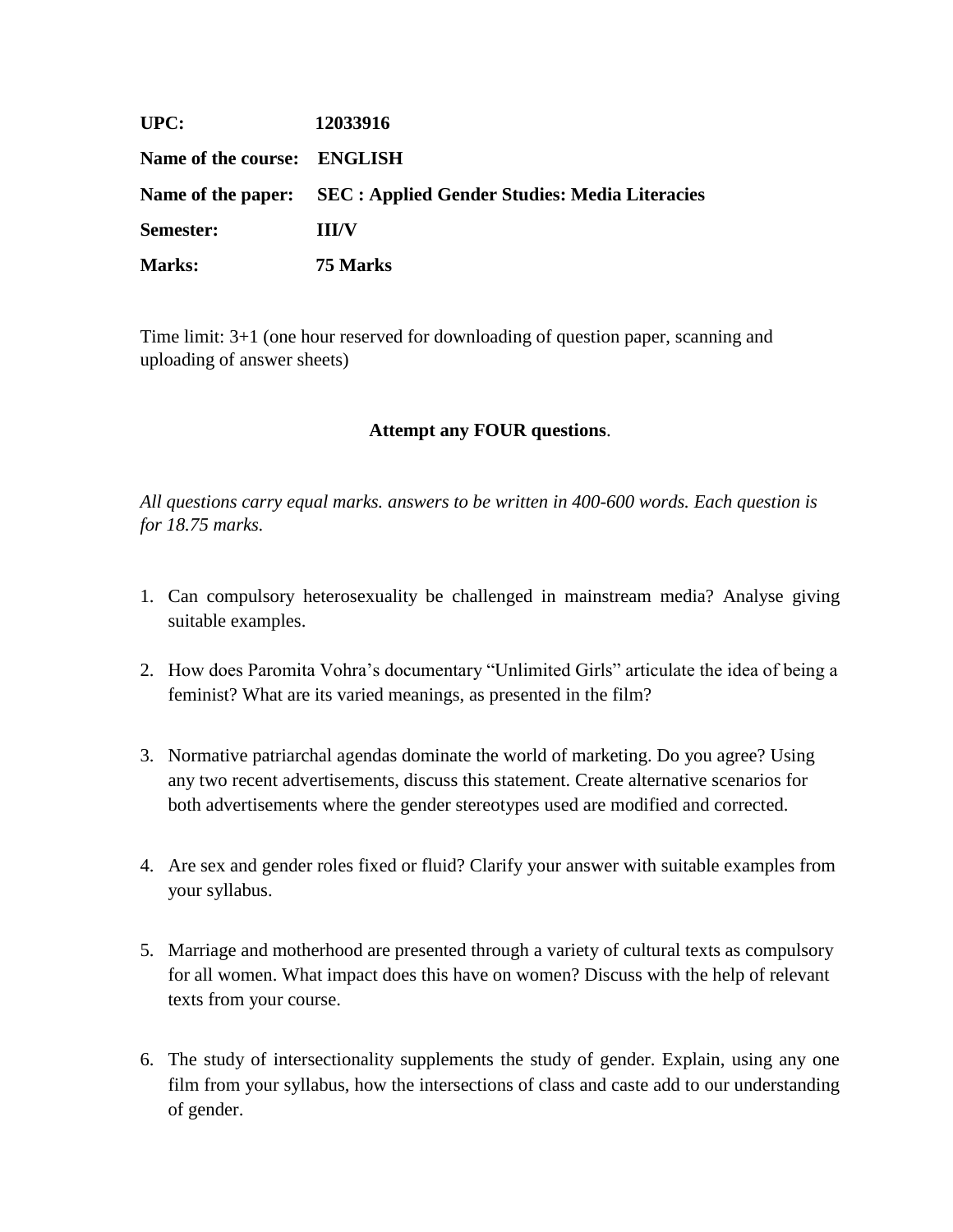**UPC:** **12033916**

**Name of the course:** **ENGLISH**

**Name of the paper:** **SEC : Applied Gender Studies: Media Literacies**

**Semester:** **III/V**

**Marks:** **75 Marks**

Time limit: 3+1 (one hour reserved for downloading of question paper, scanning and uploading of answer sheets)

**Attempt any FOUR questions**.

*All questions carry equal marks. answers to be written in 400-600 words. Each question is for 18.75 marks.*

1. Can compulsory heterosexuality be challenged in mainstream media? Analyse giving suitable examples.

2. How does Paromita Vohra's documentary "Unlimited Girls" articulate the idea of being a feminist? What are its varied meanings, as presented in the film?

3. Normative patriarchal agendas dominate the world of marketing. Do you agree? Using any two recent advertisements, discuss this statement. Create alternative scenarios for both advertisements where the gender stereotypes used are modified and corrected.

4. Are sex and gender roles fixed or fluid? Clarify your answer with suitable examples from your syllabus.

5. Marriage and motherhood are presented through a variety of cultural texts as compulsory for all women. What impact does this have on women? Discuss with the help of relevant texts from your course.

6. The study of intersectionality supplements the study of gender. Explain, using any one film from your syllabus, how the intersections of class and caste add to our understanding of gender.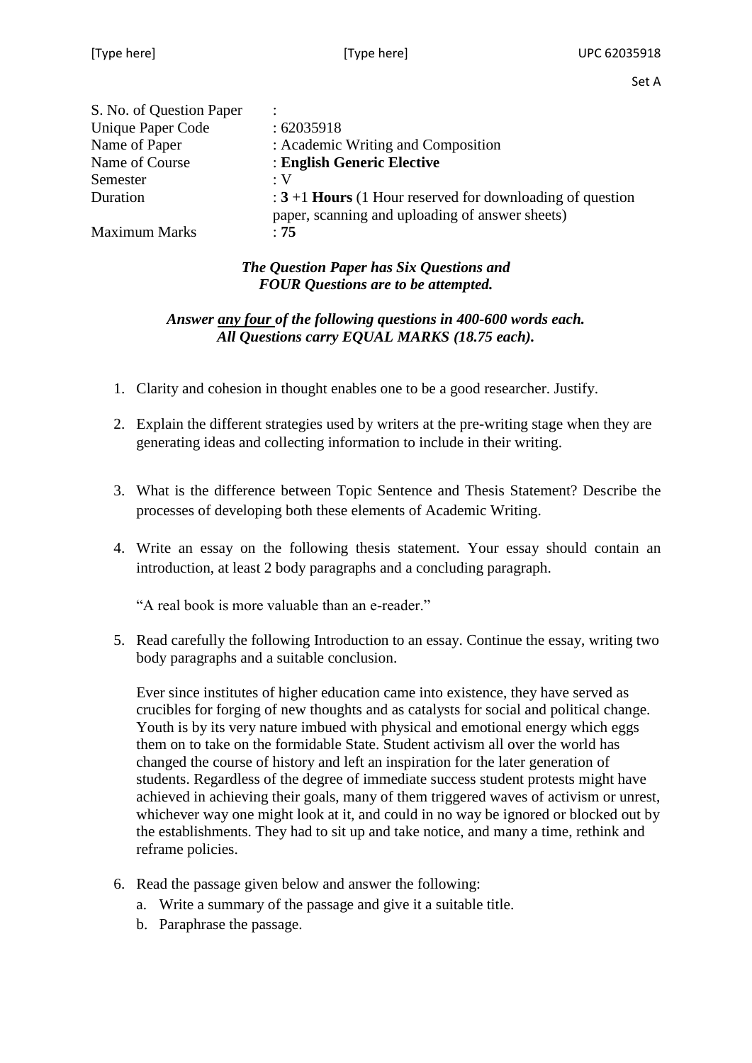Set A

| | |
|---|---|
| S. No. of Question Paper | : |
| Unique Paper Code | : 62035918 |
| Name of Paper | : Academic Writing and Composition |
| Name of Course | : **English Generic Elective** |
| Semester | : V |
| Duration | : **3** +1 **Hours** (1 Hour reserved for downloading of question paper, scanning and uploading of answer sheets) |
| Maximum Marks | : **75** |

***The Question Paper has Six Questions and FOUR Questions are to be attempted.***

***Answer any four of the following questions in 400-600 words each. All Questions carry EQUAL MARKS (18.75 each).***

1. Clarity and cohesion in thought enables one to be a good researcher. Justify.

2. Explain the different strategies used by writers at the pre-writing stage when they are generating ideas and collecting information to include in their writing.

3. What is the difference between Topic Sentence and Thesis Statement? Describe the processes of developing both these elements of Academic Writing.

4. Write an essay on the following thesis statement. Your essay should contain an introduction, at least 2 body paragraphs and a concluding paragraph.

   "A real book is more valuable than an e-reader."

5. Read carefully the following Introduction to an essay. Continue the essay, writing two body paragraphs and a suitable conclusion.

   Ever since institutes of higher education came into existence, they have served as crucibles for forging of new thoughts and as catalysts for social and political change. Youth is by its very nature imbued with physical and emotional energy which eggs them on to take on the formidable State. Student activism all over the world has changed the course of history and left an inspiration for the later generation of students. Regardless of the degree of immediate success student protests might have achieved in achieving their goals, many of them triggered waves of activism or unrest, whichever way one might look at it, and could in no way be ignored or blocked out by the establishments. They had to sit up and take notice, and many a time, rethink and reframe policies.

6. Read the passage given below and answer the following:
   a. Write a summary of the passage and give it a suitable title.
   b. Paraphrase the passage.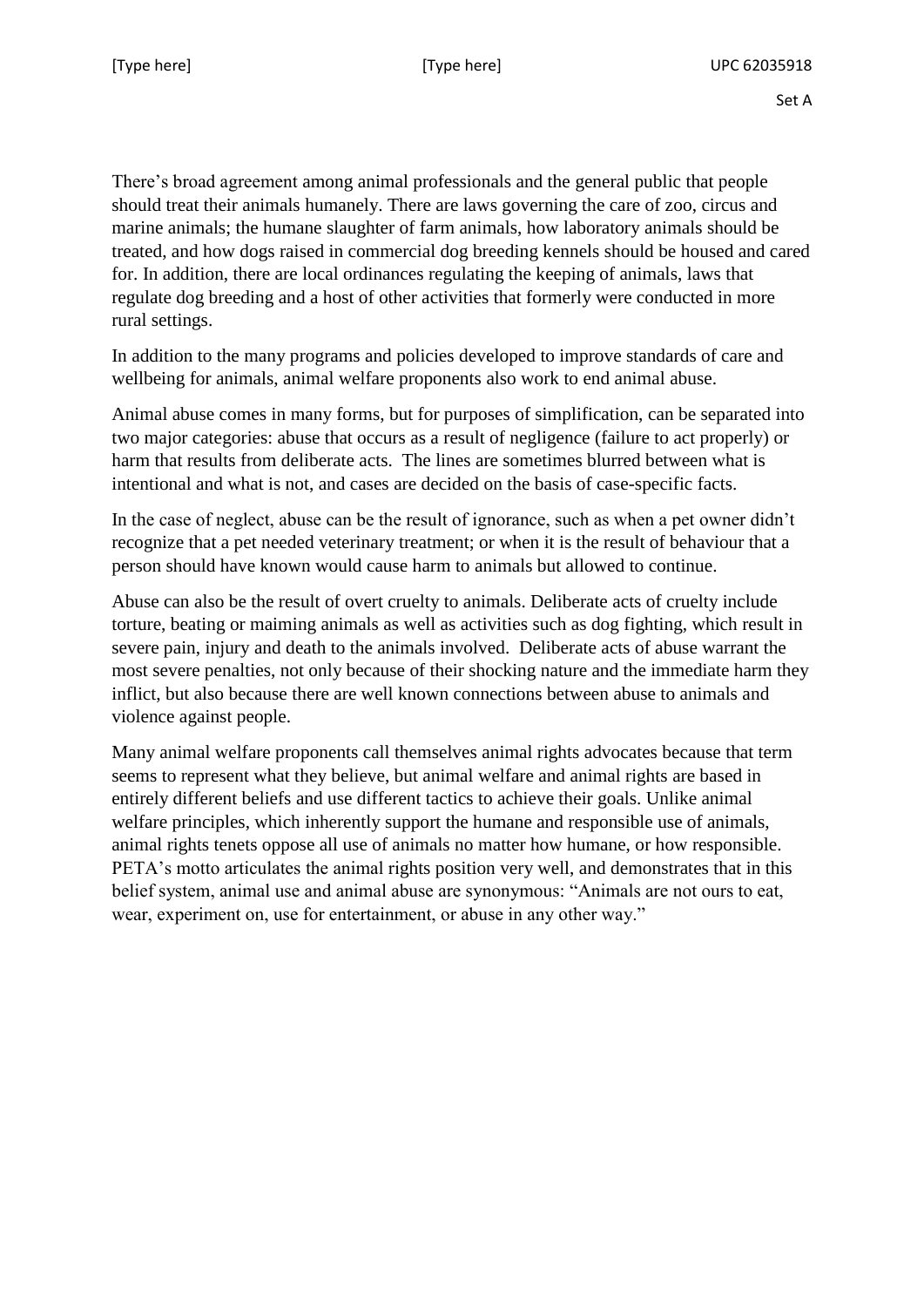There's broad agreement among animal professionals and the general public that people should treat their animals humanely. There are laws governing the care of zoo, circus and marine animals; the humane slaughter of farm animals, how laboratory animals should be treated, and how dogs raised in commercial dog breeding kennels should be housed and cared for. In addition, there are local ordinances regulating the keeping of animals, laws that regulate dog breeding and a host of other activities that formerly were conducted in more rural settings.

In addition to the many programs and policies developed to improve standards of care and wellbeing for animals, animal welfare proponents also work to end animal abuse.

Animal abuse comes in many forms, but for purposes of simplification, can be separated into two major categories: abuse that occurs as a result of negligence (failure to act properly) or harm that results from deliberate acts. The lines are sometimes blurred between what is intentional and what is not, and cases are decided on the basis of case-specific facts.

In the case of neglect, abuse can be the result of ignorance, such as when a pet owner didn't recognize that a pet needed veterinary treatment; or when it is the result of behaviour that a person should have known would cause harm to animals but allowed to continue.

Abuse can also be the result of overt cruelty to animals. Deliberate acts of cruelty include torture, beating or maiming animals as well as activities such as dog fighting, which result in severe pain, injury and death to the animals involved. Deliberate acts of abuse warrant the most severe penalties, not only because of their shocking nature and the immediate harm they inflict, but also because there are well known connections between abuse to animals and violence against people.

Many animal welfare proponents call themselves animal rights advocates because that term seems to represent what they believe, but animal welfare and animal rights are based in entirely different beliefs and use different tactics to achieve their goals. Unlike animal welfare principles, which inherently support the humane and responsible use of animals, animal rights tenets oppose all use of animals no matter how humane, or how responsible. PETA's motto articulates the animal rights position very well, and demonstrates that in this belief system, animal use and animal abuse are synonymous: "Animals are not ours to eat, wear, experiment on, use for entertainment, or abuse in any other way."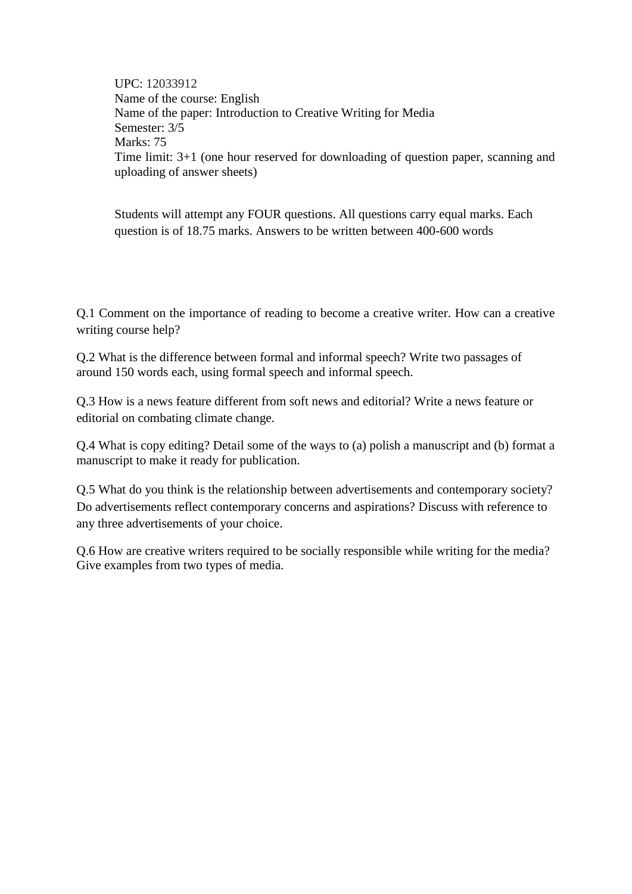UPC: 12033912
Name of the course: English
Name of the paper: Introduction to Creative Writing for Media
Semester: 3/5
Marks: 75
Time limit: 3+1 (one hour reserved for downloading of question paper, scanning and uploading of answer sheets)

Students will attempt any FOUR questions. All questions carry equal marks. Each question is of 18.75 marks. Answers to be written between 400-600 words

Q.1 Comment on the importance of reading to become a creative writer. How can a creative writing course help?

Q.2 What is the difference between formal and informal speech? Write two passages of around 150 words each, using formal speech and informal speech.

Q.3 How is a news feature different from soft news and editorial? Write a news feature or editorial on combating climate change.

Q.4 What is copy editing? Detail some of the ways to (a) polish a manuscript and (b) format a manuscript to make it ready for publication.

Q.5 What do you think is the relationship between advertisements and contemporary society? Do advertisements reflect contemporary concerns and aspirations? Discuss with reference to any three advertisements of your choice.

Q.6 How are creative writers required to be socially responsible while writing for the media? Give examples from two types of media.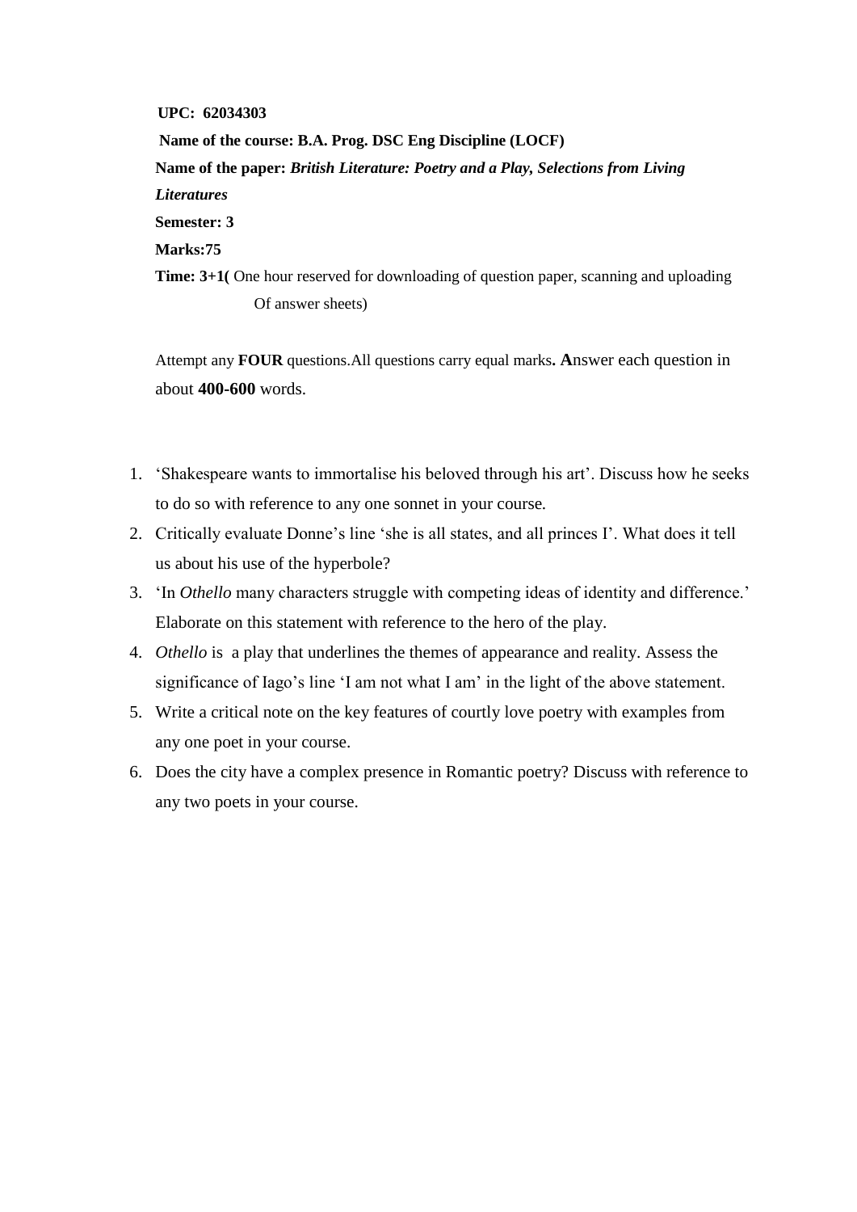**UPC: 62034303**

**Name of the course: B.A. Prog. DSC Eng Discipline (LOCF)**

**Name of the paper:** ***British Literature: Poetry and a Play, Selections from Living Literatures***

**Semester: 3**

**Marks:75**

**Time: 3+1(** One hour reserved for downloading of question paper, scanning and uploading Of answer sheets)

Attempt any **FOUR** questions.All questions carry equal marks**. A**nswer each question in about **400-600** words.

1. 'Shakespeare wants to immortalise his beloved through his art'. Discuss how he seeks to do so with reference to any one sonnet in your course.
2. Critically evaluate Donne's line 'she is all states, and all princes I'. What does it tell us about his use of the hyperbole?
3. 'In *Othello* many characters struggle with competing ideas of identity and difference.' Elaborate on this statement with reference to the hero of the play.
4. *Othello* is a play that underlines the themes of appearance and reality. Assess the significance of Iago's line 'I am not what I am' in the light of the above statement.
5. Write a critical note on the key features of courtly love poetry with examples from any one poet in your course.
6. Does the city have a complex presence in Romantic poetry? Discuss with reference to any two poets in your course.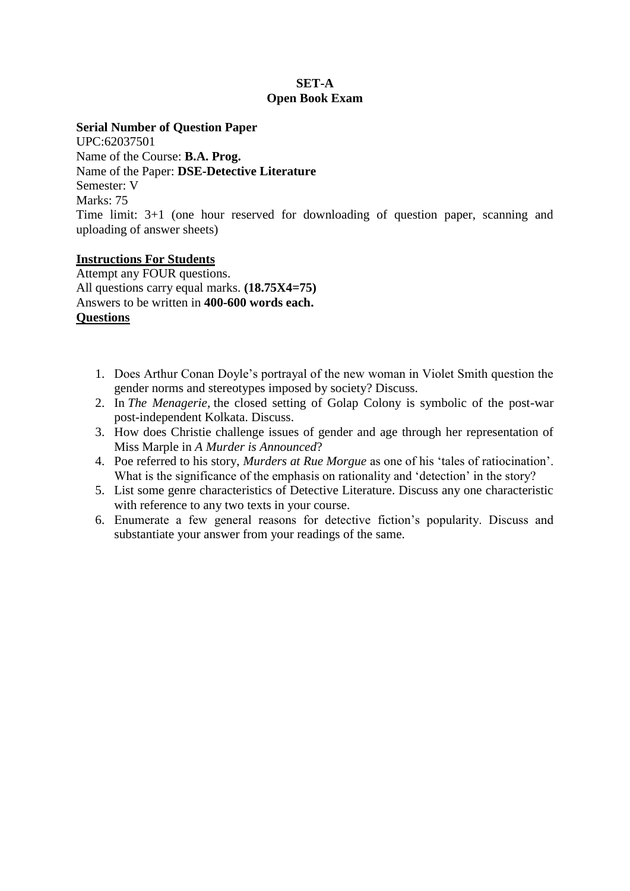**SET-A**

**Open Book Exam**

**Serial Number of Question Paper**

UPC:62037501

Name of the Course: **B.A. Prog.**

Name of the Paper: **DSE-Detective Literature**

Semester: V

Marks: 75

Time limit: 3+1 (one hour reserved for downloading of question paper, scanning and uploading of answer sheets)

**Instructions For Students**

Attempt any FOUR questions.

All questions carry equal marks. **(18.75X4=75)**

Answers to be written in **400-600 words each.**

**Questions**

1. Does Arthur Conan Doyle's portrayal of the new woman in Violet Smith question the gender norms and stereotypes imposed by society? Discuss.
2. In *The Menagerie*, the closed setting of Golap Colony is symbolic of the post-war post-independent Kolkata. Discuss.
3. How does Christie challenge issues of gender and age through her representation of Miss Marple in *A Murder is Announced*?
4. Poe referred to his story, *Murders at Rue Morgue* as one of his 'tales of ratiocination'. What is the significance of the emphasis on rationality and 'detection' in the story?
5. List some genre characteristics of Detective Literature. Discuss any one characteristic with reference to any two texts in your course.
6. Enumerate a few general reasons for detective fiction's popularity. Discuss and substantiate your answer from your readings of the same.